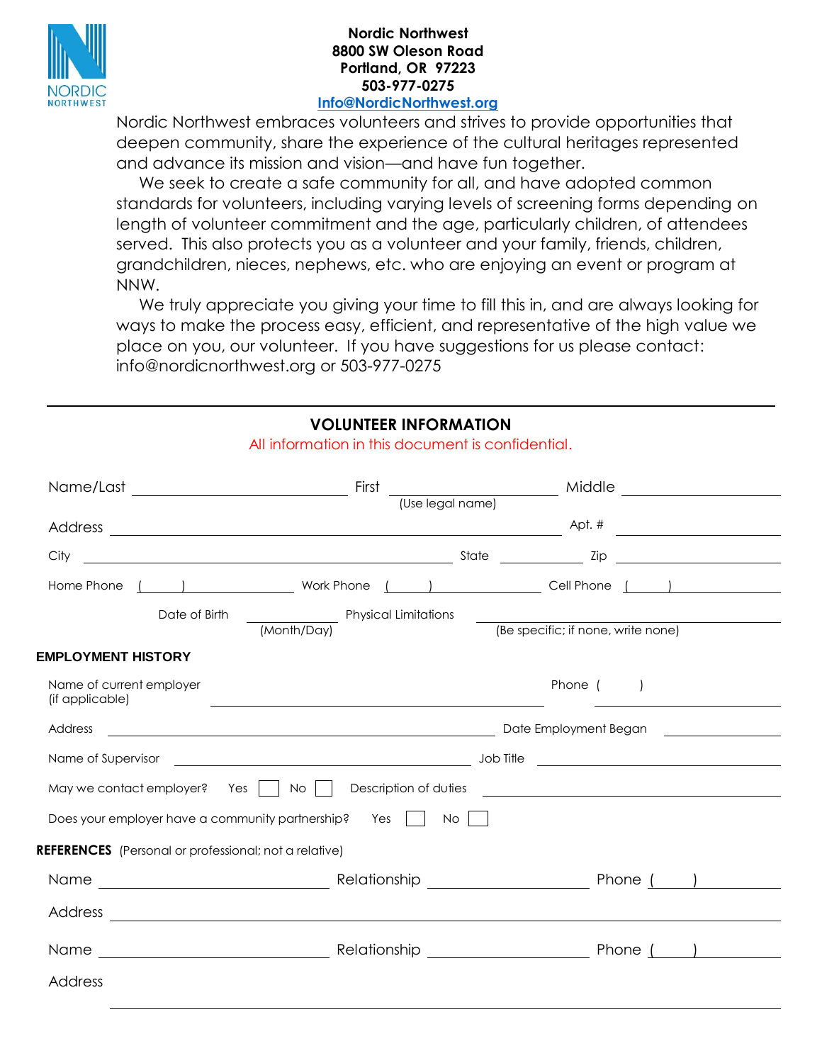NORDIC NORTHWEST

**Nordic Northwest**
**8800 SW Oleson Road**
**Portland, OR 97223**
**503-977-0275**
**Info@NordicNorthwest.org**

Nordic Northwest embraces volunteers and strives to provide opportunities that deepen community, share the experience of the cultural heritages represented and advance its mission and vision—and have fun together.

We seek to create a safe community for all, and have adopted common standards for volunteers, including varying levels of screening forms depending on length of volunteer commitment and the age, particularly children, of attendees served. This also protects you as a volunteer and your family, friends, children, grandchildren, nieces, nephews, etc. who are enjoying an event or program at NNW.

We truly appreciate you giving your time to fill this in, and are always looking for ways to make the process easy, efficient, and representative of the high value we place on you, our volunteer. If you have suggestions for us please contact: info@nordicnorthwest.org or 503-977-0275

---

## VOLUNTEER INFORMATION

All information in this document is confidential.

Name/Last ______________________ First ______________________ (Use legal name) Middle ______________________

Address ______________________________________________ Apt. # ____________

City ______________________________________ State __________ Zip ______________

Home Phone ( ) ______________ Work Phone ( ) ______________ Cell Phone ( ) ______________

Date of Birth __________ (Month/Day) Physical Limitations ______________________ (Be specific; if none, write none)

**EMPLOYMENT HISTORY**

Name of current employer (if applicable) ______________________________ Phone ( ) ______________

Address ______________________________ Date Employment Began ______________

Name of Supervisor ______________________________ Job Title ______________________

May we contact employer? Yes ☐ No ☐ Description of duties ______________________

Does your employer have a community partnership? Yes ☐ No ☐

**REFERENCES** (Personal or professional; not a relative)

Name ______________________ Relationship ______________________ Phone ( ) ______________

Address ______________________________________________

Name ______________________ Relationship ______________________ Phone ( ) ______________

Address ______________________________________________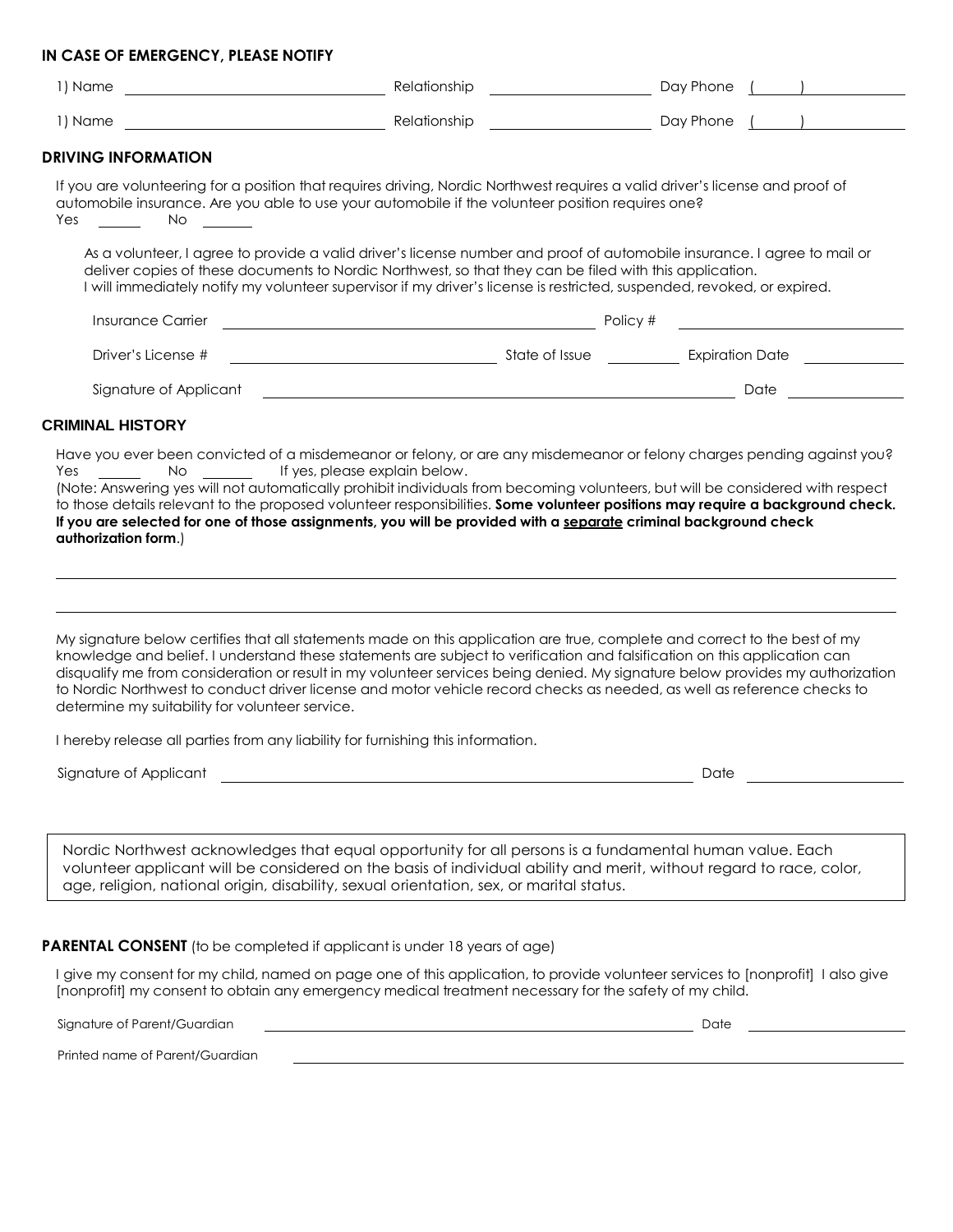**IN CASE OF EMERGENCY, PLEASE NOTIFY**

1) Name ______________________ Relationship ______________ Day Phone ( ) __________

1) Name ______________________ Relationship ______________ Day Phone ( ) __________

**DRIVING INFORMATION**

If you are volunteering for a position that requires driving, Nordic Northwest requires a valid driver's license and proof of automobile insurance. Are you able to use your automobile if the volunteer position requires one?
Yes ______ No ______

As a volunteer, I agree to provide a valid driver's license number and proof of automobile insurance. I agree to mail or deliver copies of these documents to Nordic Northwest, so that they can be filed with this application.
I will immediately notify my volunteer supervisor if my driver's license is restricted, suspended, revoked, or expired.

Insurance Carrier ______________________ Policy # ______________

Driver's License # ______________________ State of Issue ________ Expiration Date ________

Signature of Applicant ______________________________ Date __________

**CRIMINAL HISTORY**

Have you ever been convicted of a misdemeanor or felony, or are any misdemeanor or felony charges pending against you?
Yes ______ No ______ If yes, please explain below.
(Note: Answering yes will not automatically prohibit individuals from becoming volunteers, but will be considered with respect to those details relevant to the proposed volunteer responsibilities. **Some volunteer positions may require a background check. If you are selected for one of those assignments, you will be provided with a separate criminal background check authorization form**.)

______________________________________________________________________

______________________________________________________________________

My signature below certifies that all statements made on this application are true, complete and correct to the best of my knowledge and belief. I understand these statements are subject to verification and falsification on this application can disqualify me from consideration or result in my volunteer services being denied. My signature below provides my authorization to Nordic Northwest to conduct driver license and motor vehicle record checks as needed, as well as reference checks to determine my suitability for volunteer service.

I hereby release all parties from any liability for furnishing this information.

Signature of Applicant ______________________________ Date __________

Nordic Northwest acknowledges that equal opportunity for all persons is a fundamental human value. Each volunteer applicant will be considered on the basis of individual ability and merit, without regard to race, color, age, religion, national origin, disability, sexual orientation, sex, or marital status.

**PARENTAL CONSENT** (to be completed if applicant is under 18 years of age)

I give my consent for my child, named on page one of this application, to provide volunteer services to [nonprofit] I also give [nonprofit] my consent to obtain any emergency medical treatment necessary for the safety of my child.

Signature of Parent/Guardian ______________________________ Date __________

Printed name of Parent/Guardian ______________________________